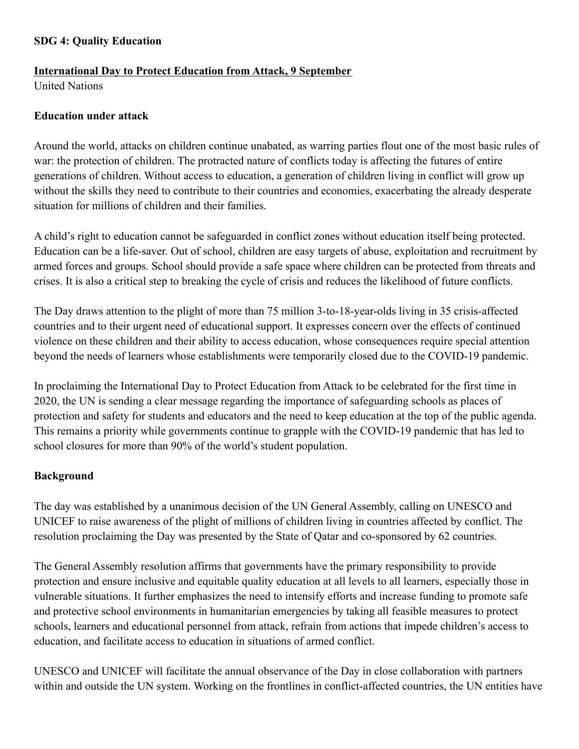**SDG 4: Quality Education**

**International Day to Protect Education from Attack, 9 September**
United Nations

**Education under attack**

Around the world, attacks on children continue unabated, as warring parties flout one of the most basic rules of war: the protection of children. The protracted nature of conflicts today is affecting the futures of entire generations of children. Without access to education, a generation of children living in conflict will grow up without the skills they need to contribute to their countries and economies, exacerbating the already desperate situation for millions of children and their families.

A child's right to education cannot be safeguarded in conflict zones without education itself being protected. Education can be a life-saver. Out of school, children are easy targets of abuse, exploitation and recruitment by armed forces and groups. School should provide a safe space where children can be protected from threats and crises. It is also a critical step to breaking the cycle of crisis and reduces the likelihood of future conflicts.

The Day draws attention to the plight of more than 75 million 3-to-18-year-olds living in 35 crisis-affected countries and to their urgent need of educational support. It expresses concern over the effects of continued violence on these children and their ability to access education, whose consequences require special attention beyond the needs of learners whose establishments were temporarily closed due to the COVID-19 pandemic.

In proclaiming the International Day to Protect Education from Attack to be celebrated for the first time in 2020, the UN is sending a clear message regarding the importance of safeguarding schools as places of protection and safety for students and educators and the need to keep education at the top of the public agenda. This remains a priority while governments continue to grapple with the COVID-19 pandemic that has led to school closures for more than 90% of the world's student population.

**Background**

The day was established by a unanimous decision of the UN General Assembly, calling on UNESCO and UNICEF to raise awareness of the plight of millions of children living in countries affected by conflict. The resolution proclaiming the Day was presented by the State of Qatar and co-sponsored by 62 countries.

The General Assembly resolution affirms that governments have the primary responsibility to provide protection and ensure inclusive and equitable quality education at all levels to all learners, especially those in vulnerable situations. It further emphasizes the need to intensify efforts and increase funding to promote safe and protective school environments in humanitarian emergencies by taking all feasible measures to protect schools, learners and educational personnel from attack, refrain from actions that impede children's access to education, and facilitate access to education in situations of armed conflict.

UNESCO and UNICEF will facilitate the annual observance of the Day in close collaboration with partners within and outside the UN system. Working on the frontlines in conflict-affected countries, the UN entities have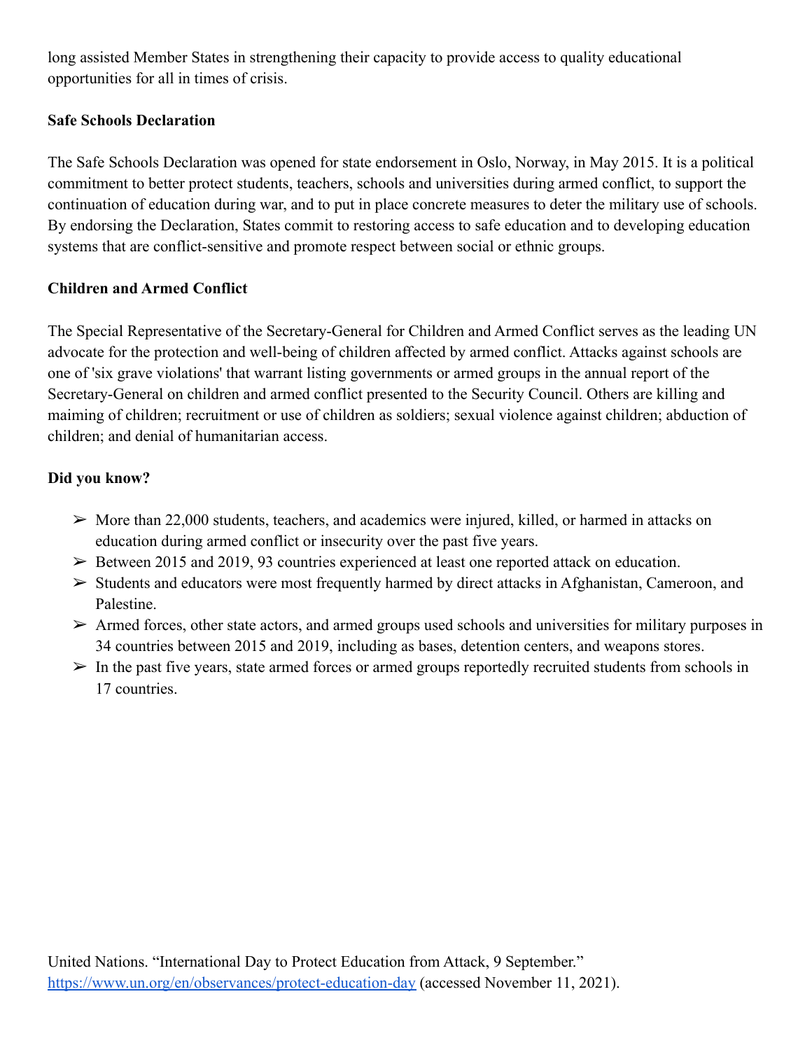long assisted Member States in strengthening their capacity to provide access to quality educational opportunities for all in times of crisis.

**Safe Schools Declaration**

The Safe Schools Declaration was opened for state endorsement in Oslo, Norway, in May 2015. It is a political commitment to better protect students, teachers, schools and universities during armed conflict, to support the continuation of education during war, and to put in place concrete measures to deter the military use of schools. By endorsing the Declaration, States commit to restoring access to safe education and to developing education systems that are conflict-sensitive and promote respect between social or ethnic groups.

**Children and Armed Conflict**

The Special Representative of the Secretary-General for Children and Armed Conflict serves as the leading UN advocate for the protection and well-being of children affected by armed conflict. Attacks against schools are one of 'six grave violations' that warrant listing governments or armed groups in the annual report of the Secretary-General on children and armed conflict presented to the Security Council. Others are killing and maiming of children; recruitment or use of children as soldiers; sexual violence against children; abduction of children; and denial of humanitarian access.

**Did you know?**

- More than 22,000 students, teachers, and academics were injured, killed, or harmed in attacks on education during armed conflict or insecurity over the past five years.
- Between 2015 and 2019, 93 countries experienced at least one reported attack on education.
- Students and educators were most frequently harmed by direct attacks in Afghanistan, Cameroon, and Palestine.
- Armed forces, other state actors, and armed groups used schools and universities for military purposes in 34 countries between 2015 and 2019, including as bases, detention centers, and weapons stores.
- In the past five years, state armed forces or armed groups reportedly recruited students from schools in 17 countries.

United Nations. "International Day to Protect Education from Attack, 9 September." [https://www.un.org/en/observances/protect-education-day](https://www.un.org/en/observances/protect-education-day) (accessed November 11, 2021).